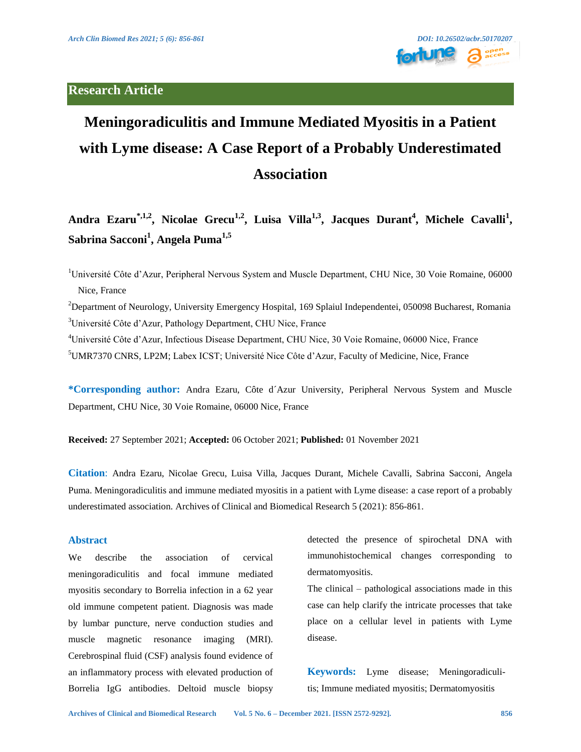**Research Article**

# Meningoradiculitis and Immune Mediated Myositis in a Patient with Lyme disease: A Case Report of a Probably Underestimated Association

**Andra Ezaru[*,1,2], Nicolae Grecu[1,2], Luisa Villa[1,3], Jacques Durant[4], Michele Cavalli[1], Sabrina Sacconi[1], Angela Puma[1,5]**

[1]Université Côte d'Azur, Peripheral Nervous System and Muscle Department, CHU Nice, 30 Voie Romaine, 06000 Nice, France

[2]Department of Neurology, University Emergency Hospital, 169 Splaiul Independentei, 050098 Bucharest, Romania

[3]Université Côte d'Azur, Pathology Department, CHU Nice, France

[4]Université Côte d'Azur, Infectious Disease Department, CHU Nice, 30 Voie Romaine, 06000 Nice, France

[5]UMR7370 CNRS, LP2M; Labex ICST; Université Nice Côte d'Azur, Faculty of Medicine, Nice, France

**\*Corresponding author:** Andra Ezaru, Côte d´Azur University, Peripheral Nervous System and Muscle Department, CHU Nice, 30 Voie Romaine, 06000 Nice, France

**Received:** 27 September 2021; **Accepted:** 06 October 2021; **Published:** 01 November 2021

**Citation**: Andra Ezaru, Nicolae Grecu, Luisa Villa, Jacques Durant, Michele Cavalli, Sabrina Sacconi, Angela Puma. Meningoradiculitis and immune mediated myositis in a patient with Lyme disease: a case report of a probably underestimated association. Archives of Clinical and Biomedical Research 5 (2021): 856-861.

## Abstract

We describe the association of cervical meningoradiculitis and focal immune mediated myositis secondary to Borrelia infection in a 62 year old immune competent patient. Diagnosis was made by lumbar puncture, nerve conduction studies and muscle magnetic resonance imaging (MRI). Cerebrospinal fluid (CSF) analysis found evidence of an inflammatory process with elevated production of Borrelia IgG antibodies. Deltoid muscle biopsy detected the presence of spirochetal DNA with immunohistochemical changes corresponding to dermatomyositis.

The clinical – pathological associations made in this case can help clarify the intricate processes that take place on a cellular level in patients with Lyme disease.

**Keywords:** Lyme disease; Meningoradiculitis; Immune mediated myositis; Dermatomyositis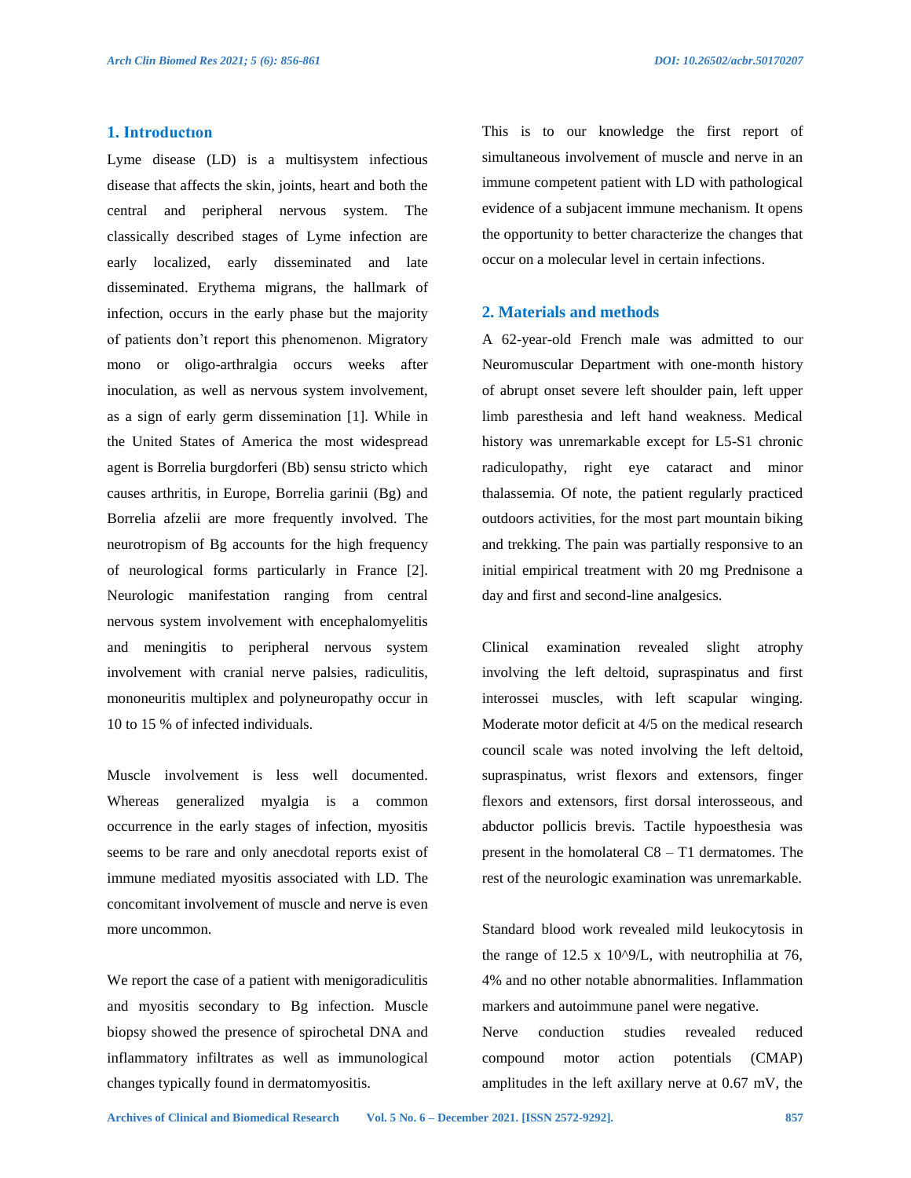## 1. Introductıon

Lyme disease (LD) is a multisystem infectious disease that affects the skin, joints, heart and both the central and peripheral nervous system. The classically described stages of Lyme infection are early localized, early disseminated and late disseminated. Erythema migrans, the hallmark of infection, occurs in the early phase but the majority of patients don't report this phenomenon. Migratory mono or oligo-arthralgia occurs weeks after inoculation, as well as nervous system involvement, as a sign of early germ dissemination [1]. While in the United States of America the most widespread agent is Borrelia burgdorferi (Bb) sensu stricto which causes arthritis, in Europe, Borrelia garinii (Bg) and Borrelia afzelii are more frequently involved. The neurotropism of Bg accounts for the high frequency of neurological forms particularly in France [2]. Neurologic manifestation ranging from central nervous system involvement with encephalomyelitis and meningitis to peripheral nervous system involvement with cranial nerve palsies, radiculitis, mononeuritis multiplex and polyneuropathy occur in 10 to 15 % of infected individuals.

Muscle involvement is less well documented. Whereas generalized myalgia is a common occurrence in the early stages of infection, myositis seems to be rare and only anecdotal reports exist of immune mediated myositis associated with LD. The concomitant involvement of muscle and nerve is even more uncommon.

We report the case of a patient with menigoradiculitis and myositis secondary to Bg infection. Muscle biopsy showed the presence of spirochetal DNA and inflammatory infiltrates as well as immunological changes typically found in dermatomyositis.

This is to our knowledge the first report of simultaneous involvement of muscle and nerve in an immune competent patient with LD with pathological evidence of a subjacent immune mechanism. It opens the opportunity to better characterize the changes that occur on a molecular level in certain infections.

## 2. Materials and methods

A 62-year-old French male was admitted to our Neuromuscular Department with one-month history of abrupt onset severe left shoulder pain, left upper limb paresthesia and left hand weakness. Medical history was unremarkable except for L5-S1 chronic radiculopathy, right eye cataract and minor thalassemia. Of note, the patient regularly practiced outdoors activities, for the most part mountain biking and trekking. The pain was partially responsive to an initial empirical treatment with 20 mg Prednisone a day and first and second-line analgesics.

Clinical examination revealed slight atrophy involving the left deltoid, supraspinatus and first interossei muscles, with left scapular winging. Moderate motor deficit at 4/5 on the medical research council scale was noted involving the left deltoid, supraspinatus, wrist flexors and extensors, finger flexors and extensors, first dorsal interosseous, and abductor pollicis brevis. Tactile hypoesthesia was present in the homolateral C8 – T1 dermatomes. The rest of the neurologic examination was unremarkable.

Standard blood work revealed mild leukocytosis in the range of 12.5 x 10^9/L, with neutrophilia at 76, 4% and no other notable abnormalities. Inflammation markers and autoimmune panel were negative.

Nerve conduction studies revealed reduced compound motor action potentials (CMAP) amplitudes in the left axillary nerve at 0.67 mV, the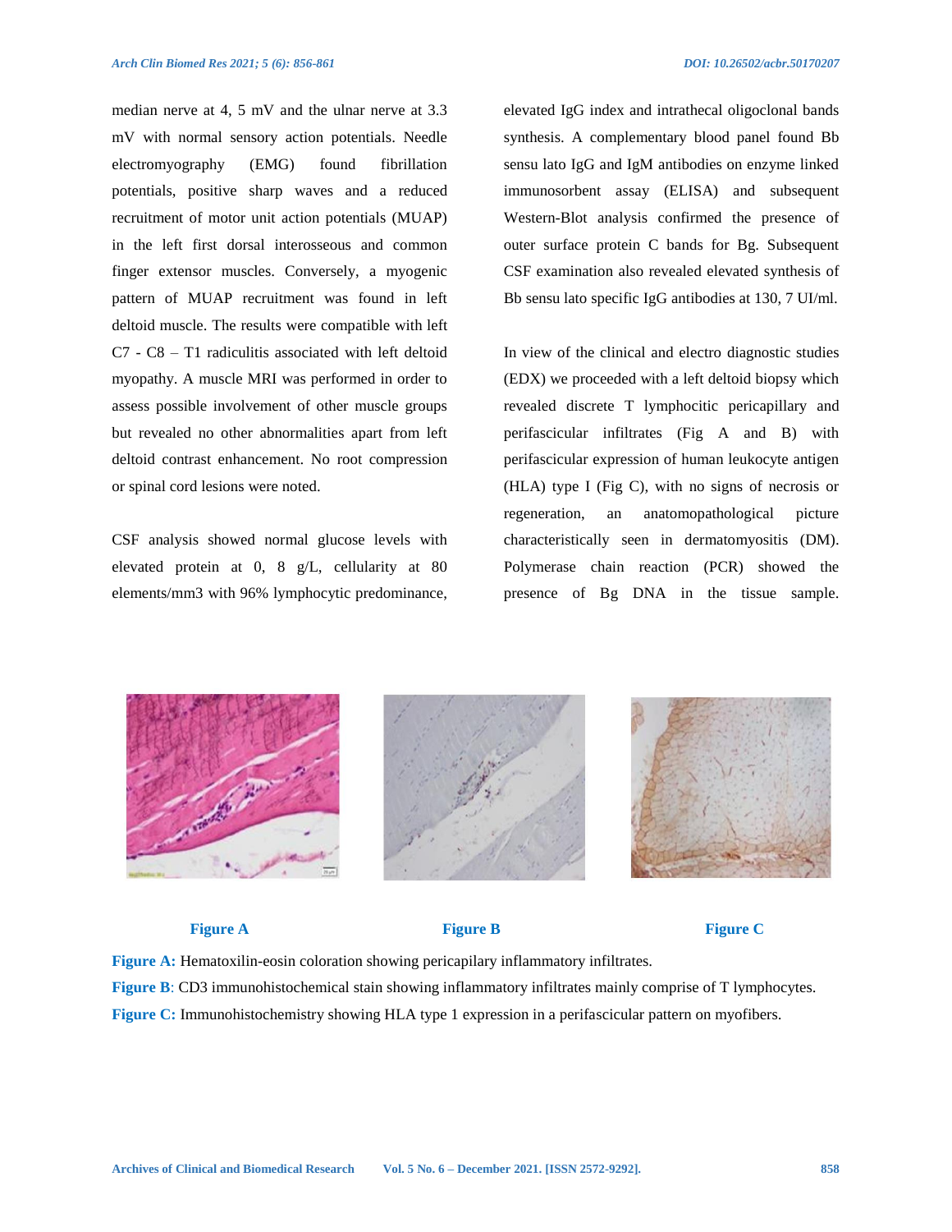median nerve at 4, 5 mV and the ulnar nerve at 3.3 mV with normal sensory action potentials. Needle electromyography (EMG) found fibrillation potentials, positive sharp waves and a reduced recruitment of motor unit action potentials (MUAP) in the left first dorsal interosseous and common finger extensor muscles. Conversely, a myogenic pattern of MUAP recruitment was found in left deltoid muscle. The results were compatible with left C7 - C8 – T1 radiculitis associated with left deltoid myopathy. A muscle MRI was performed in order to assess possible involvement of other muscle groups but revealed no other abnormalities apart from left deltoid contrast enhancement. No root compression or spinal cord lesions were noted.

CSF analysis showed normal glucose levels with elevated protein at 0, 8 g/L, cellularity at 80 elements/mm3 with 96% lymphocytic predominance, elevated IgG index and intrathecal oligoclonal bands synthesis. A complementary blood panel found Bb sensu lato IgG and IgM antibodies on enzyme linked immunosorbent assay (ELISA) and subsequent Western-Blot analysis confirmed the presence of outer surface protein C bands for Bg. Subsequent CSF examination also revealed elevated synthesis of Bb sensu lato specific IgG antibodies at 130, 7 UI/ml.

In view of the clinical and electro diagnostic studies (EDX) we proceeded with a left deltoid biopsy which revealed discrete T lymphocitic pericapillary and perifascicular infiltrates (Fig A and B) with perifascicular expression of human leukocyte antigen (HLA) type I (Fig C), with no signs of necrosis or regeneration, an anatomopathological picture characteristically seen in dermatomyositis (DM). Polymerase chain reaction (PCR) showed the presence of Bg DNA in the tissue sample.

**Figure A** **Figure B** **Figure C**

**Figure A:** Hematoxilin-eosin coloration showing pericapilary inflammatory infiltrates.

**Figure B**: CD3 immunohistochemical stain showing inflammatory infiltrates mainly comprise of T lymphocytes.

**Figure C:** Immunohistochemistry showing HLA type 1 expression in a perifascicular pattern on myofibers.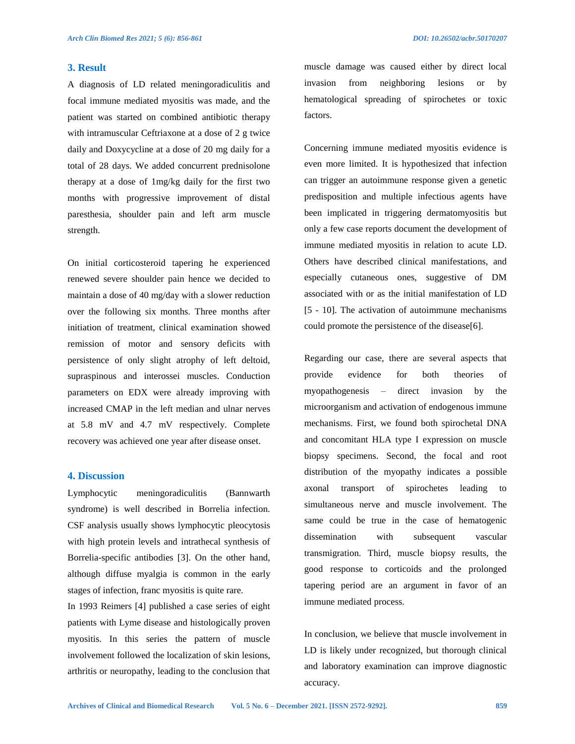## 3. Result

A diagnosis of LD related meningoradiculitis and focal immune mediated myositis was made, and the patient was started on combined antibiotic therapy with intramuscular Ceftriaxone at a dose of 2 g twice daily and Doxycycline at a dose of 20 mg daily for a total of 28 days. We added concurrent prednisolone therapy at a dose of 1mg/kg daily for the first two months with progressive improvement of distal paresthesia, shoulder pain and left arm muscle strength.

On initial corticosteroid tapering he experienced renewed severe shoulder pain hence we decided to maintain a dose of 40 mg/day with a slower reduction over the following six months. Three months after initiation of treatment, clinical examination showed remission of motor and sensory deficits with persistence of only slight atrophy of left deltoid, supraspinous and interossei muscles. Conduction parameters on EDX were already improving with increased CMAP in the left median and ulnar nerves at 5.8 mV and 4.7 mV respectively. Complete recovery was achieved one year after disease onset.

## 4. Discussion

Lymphocytic meningoradiculitis (Bannwarth syndrome) is well described in Borrelia infection. CSF analysis usually shows lymphocytic pleocytosis with high protein levels and intrathecal synthesis of Borrelia-specific antibodies [3]. On the other hand, although diffuse myalgia is common in the early stages of infection, franc myositis is quite rare.

In 1993 Reimers [4] published a case series of eight patients with Lyme disease and histologically proven myositis. In this series the pattern of muscle involvement followed the localization of skin lesions, arthritis or neuropathy, leading to the conclusion that muscle damage was caused either by direct local invasion from neighboring lesions or by hematological spreading of spirochetes or toxic factors.

Concerning immune mediated myositis evidence is even more limited. It is hypothesized that infection can trigger an autoimmune response given a genetic predisposition and multiple infectious agents have been implicated in triggering dermatomyositis but only a few case reports document the development of immune mediated myositis in relation to acute LD. Others have described clinical manifestations, and especially cutaneous ones, suggestive of DM associated with or as the initial manifestation of LD [5 - 10]. The activation of autoimmune mechanisms could promote the persistence of the disease[6].

Regarding our case, there are several aspects that provide evidence for both theories of myopathogenesis – direct invasion by the microorganism and activation of endogenous immune mechanisms. First, we found both spirochetal DNA and concomitant HLA type I expression on muscle biopsy specimens. Second, the focal and root distribution of the myopathy indicates a possible axonal transport of spirochetes leading to simultaneous nerve and muscle involvement. The same could be true in the case of hematogenic dissemination with subsequent vascular transmigration. Third, muscle biopsy results, the good response to corticoids and the prolonged tapering period are an argument in favor of an immune mediated process.

In conclusion, we believe that muscle involvement in LD is likely under recognized, but thorough clinical and laboratory examination can improve diagnostic accuracy.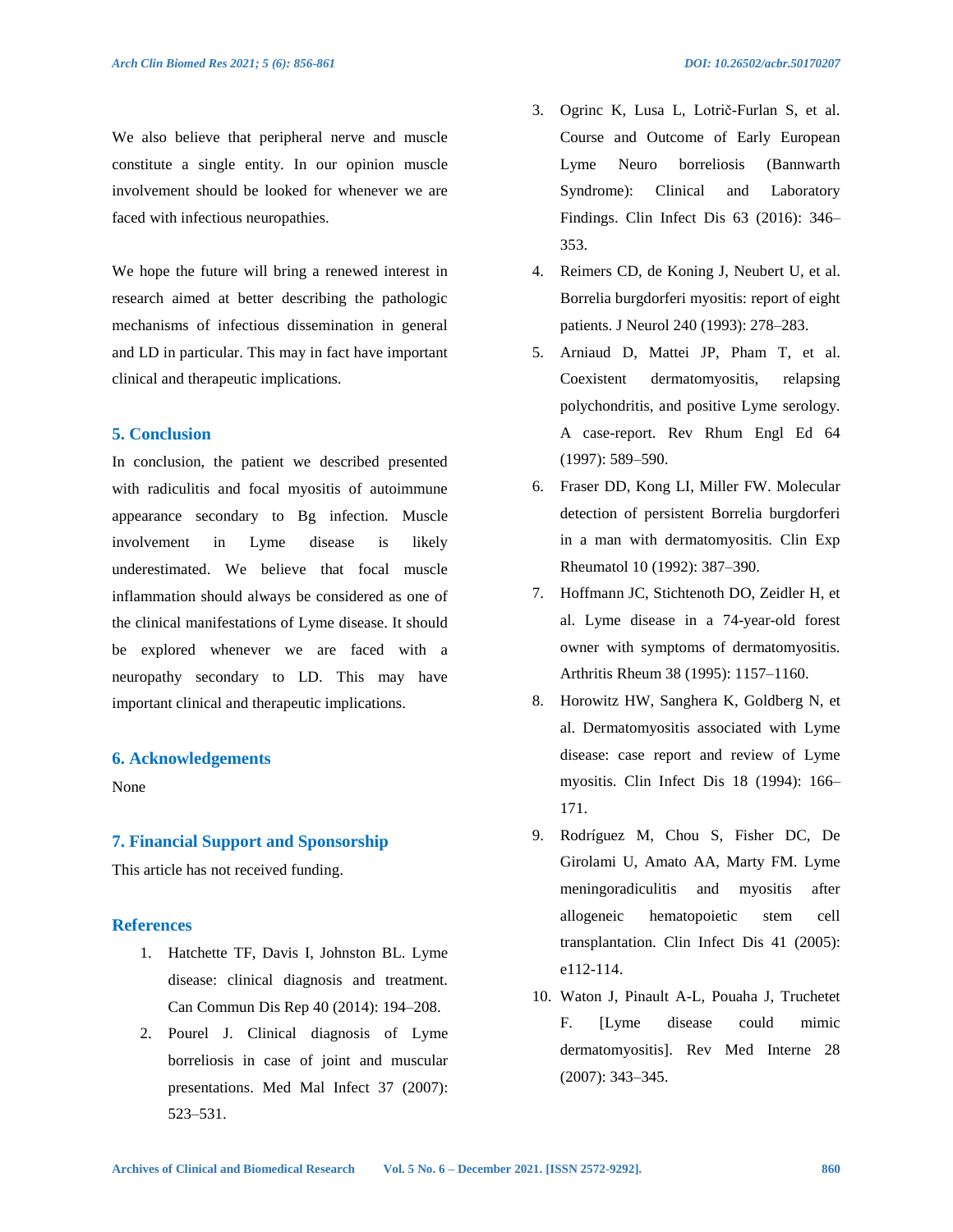We also believe that peripheral nerve and muscle constitute a single entity. In our opinion muscle involvement should be looked for whenever we are faced with infectious neuropathies.

We hope the future will bring a renewed interest in research aimed at better describing the pathologic mechanisms of infectious dissemination in general and LD in particular. This may in fact have important clinical and therapeutic implications.

## 5. Conclusion

In conclusion, the patient we described presented with radiculitis and focal myositis of autoimmune appearance secondary to Bg infection. Muscle involvement in Lyme disease is likely underestimated. We believe that focal muscle inflammation should always be considered as one of the clinical manifestations of Lyme disease. It should be explored whenever we are faced with a neuropathy secondary to LD. This may have important clinical and therapeutic implications.

## 6. Acknowledgements

None

## 7. Financial Support and Sponsorship

This article has not received funding.

## References

1. Hatchette TF, Davis I, Johnston BL. Lyme disease: clinical diagnosis and treatment. Can Commun Dis Rep 40 (2014): 194–208.
2. Pourel J. Clinical diagnosis of Lyme borreliosis in case of joint and muscular presentations. Med Mal Infect 37 (2007): 523–531.
3. Ogrinc K, Lusa L, Lotrič-Furlan S, et al. Course and Outcome of Early European Lyme Neuro borreliosis (Bannwarth Syndrome): Clinical and Laboratory Findings. Clin Infect Dis 63 (2016): 346–353.
4. Reimers CD, de Koning J, Neubert U, et al. Borrelia burgdorferi myositis: report of eight patients. J Neurol 240 (1993): 278–283.
5. Arniaud D, Mattei JP, Pham T, et al. Coexistent dermatomyositis, relapsing polychondritis, and positive Lyme serology. A case-report. Rev Rhum Engl Ed 64 (1997): 589–590.
6. Fraser DD, Kong LI, Miller FW. Molecular detection of persistent Borrelia burgdorferi in a man with dermatomyositis. Clin Exp Rheumatol 10 (1992): 387–390.
7. Hoffmann JC, Stichtenoth DO, Zeidler H, et al. Lyme disease in a 74-year-old forest owner with symptoms of dermatomyositis. Arthritis Rheum 38 (1995): 1157–1160.
8. Horowitz HW, Sanghera K, Goldberg N, et al. Dermatomyositis associated with Lyme disease: case report and review of Lyme myositis. Clin Infect Dis 18 (1994): 166–171.
9. Rodríguez M, Chou S, Fisher DC, De Girolami U, Amato AA, Marty FM. Lyme meningoradiculitis and myositis after allogeneic hematopoietic stem cell transplantation. Clin Infect Dis 41 (2005): e112-114.
10. Waton J, Pinault A-L, Pouaha J, Truchetet F. [Lyme disease could mimic dermatomyositis]. Rev Med Interne 28 (2007): 343–345.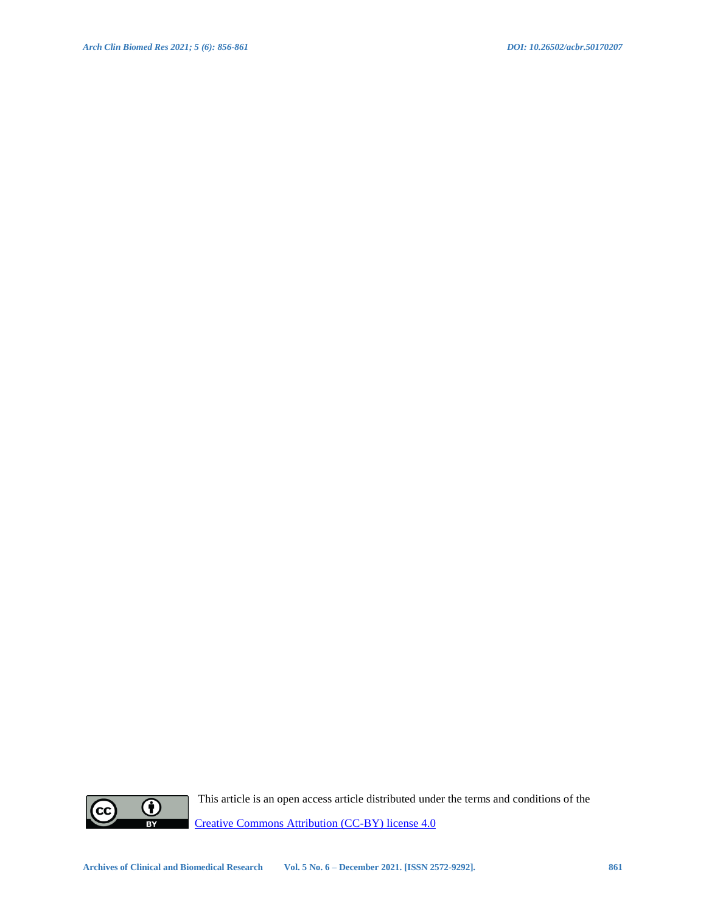This article is an open access article distributed under the terms and conditions of the [Creative Commons Attribution (CC-BY) license 4.0](https://creativecommons.org/licenses/by/4.0/)